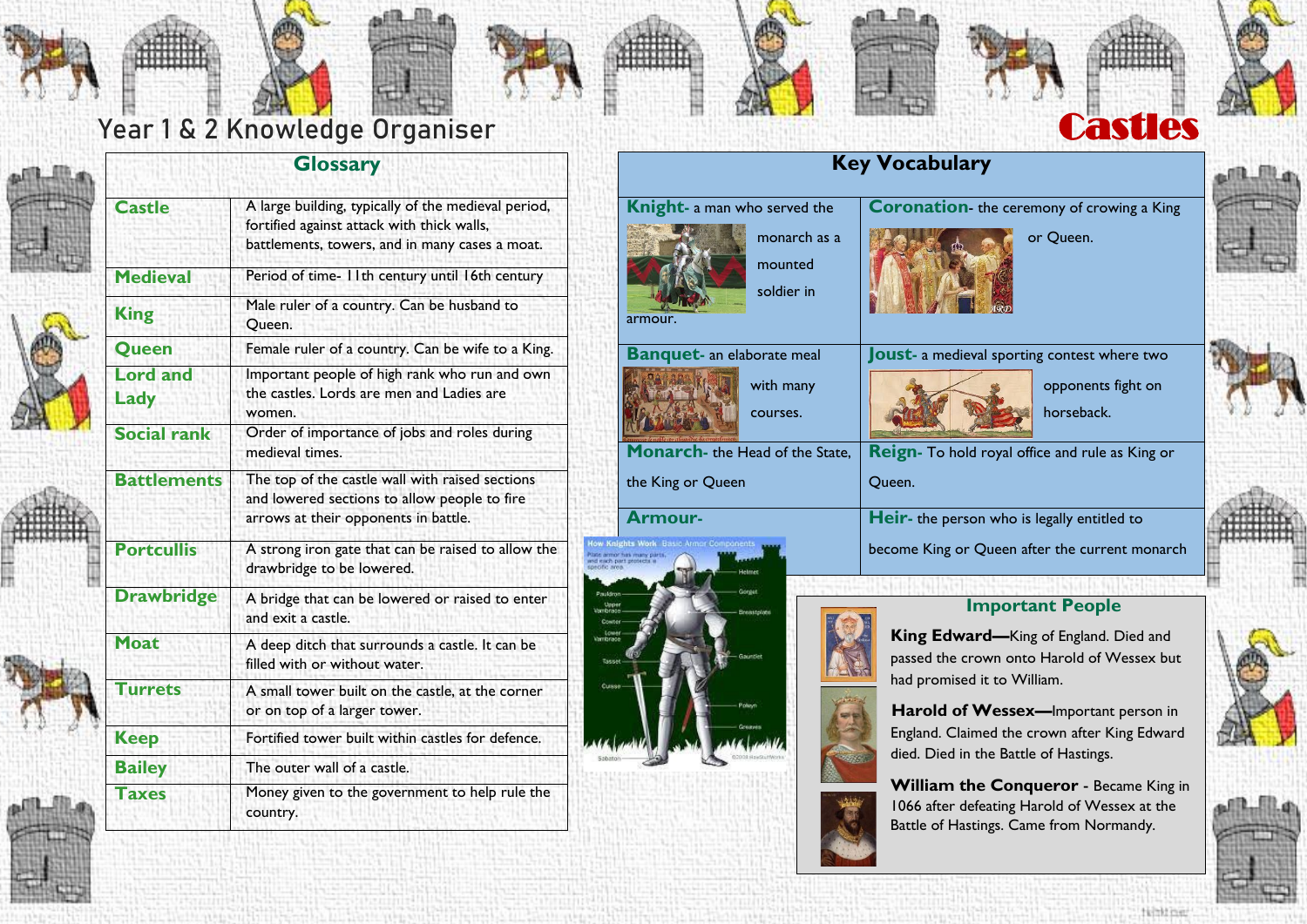# Year 1 & 2 Knowledge Organiser

# Castles

## Glossary

| Term | Definition |
|---|---|
| Castle | A large building, typically of the medieval period, fortified against attack with thick walls, battlements, towers, and in many cases a moat. |
| Medieval | Period of time- 11th century until 16th century |
| King | Male ruler of a country. Can be husband to Queen. |
| Queen | Female ruler of a country. Can be wife to a King. |
| Lord and Lady | Important people of high rank who run and own the castles. Lords are men and Ladies are women. |
| Social rank | Order of importance of jobs and roles during medieval times. |
| Battlements | The top of the castle wall with raised sections and lowered sections to allow people to fire arrows at their opponents in battle. |
| Portcullis | A strong iron gate that can be raised to allow the drawbridge to be lowered. |
| Drawbridge | A bridge that can be lowered or raised to enter and exit a castle. |
| Moat | A deep ditch that surrounds a castle. It can be filled with or without water. |
| Turrets | A small tower built on the castle, at the corner or on top of a larger tower. |
| Keep | Fortified tower built within castles for defence. |
| Bailey | The outer wall of a castle. |
| Taxes | Money given to the government to help rule the country. |

## Key Vocabulary

**Knight**- a man who served the monarch as a mounted soldier in armour.

**Coronation**- the ceremony of crowing a King or Queen.

**Banquet**- an elaborate meal with many courses.

**Joust**- a medieval sporting contest where two opponents fight on horseback.

**Monarch**- the Head of the State, the King or Queen

**Reign**- To hold royal office and rule as King or Queen.

**Armour**-

**Heir**- the person who is legally entitled to become King or Queen after the current monarch

## Important People

**King Edward—**King of England. Died and passed the crown onto Harold of Wessex but had promised it to William.

**Harold of Wessex—**Important person in England. Claimed the crown after King Edward died. Died in the Battle of Hastings.

**William the Conqueror** - Became King in 1066 after defeating Harold of Wessex at the Battle of Hastings. Came from Normandy.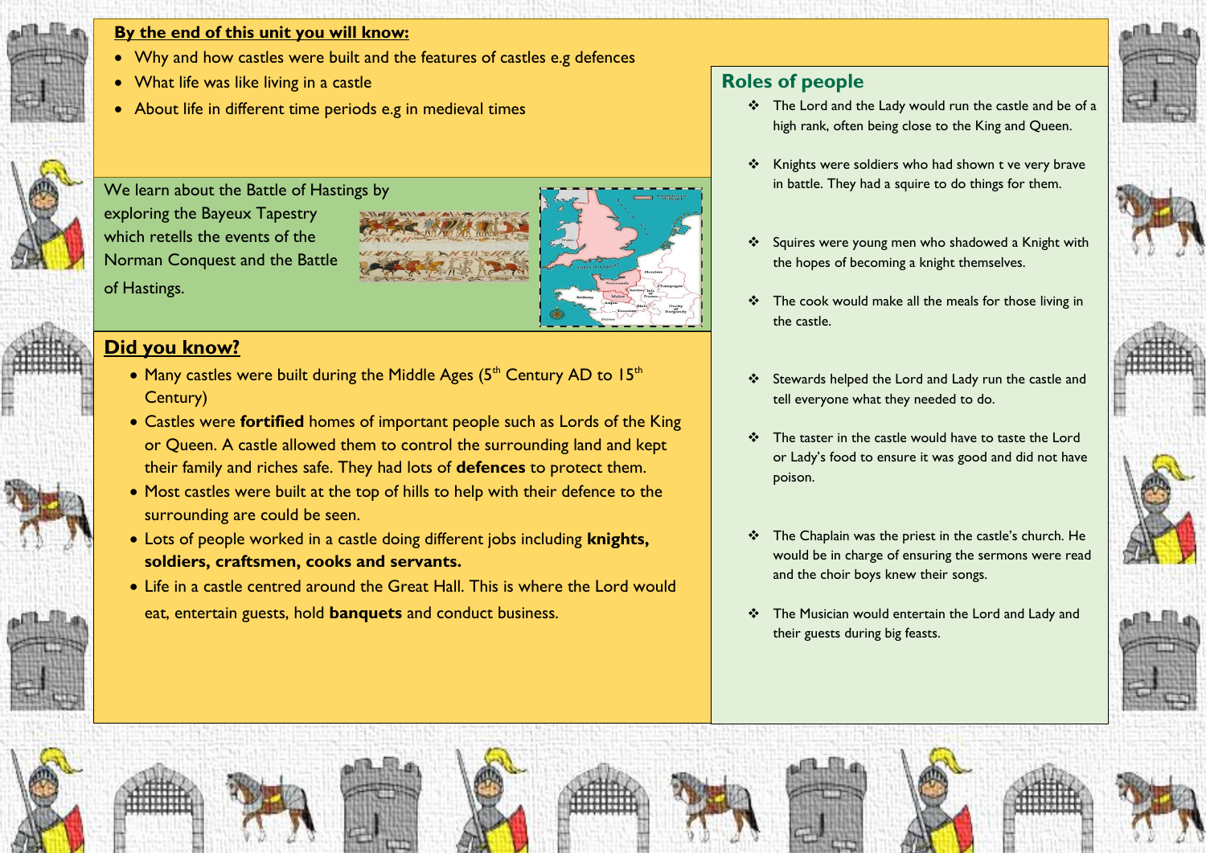**By the end of this unit you will know:**

- Why and how castles were built and the features of castles e.g defences
- What life was like living in a castle
- About life in different time periods e.g in medieval times

We learn about the Battle of Hastings by exploring the Bayeux Tapestry which retells the events of the Norman Conquest and the Battle of Hastings.

## Did you know?

- Many castles were built during the Middle Ages (5th Century AD to 15th Century)
- Castles were **fortified** homes of important people such as Lords of the King or Queen. A castle allowed them to control the surrounding land and kept their family and riches safe. They had lots of **defences** to protect them.
- Most castles were built at the top of hills to help with their defence to the surrounding are could be seen.
- Lots of people worked in a castle doing different jobs including **knights, soldiers, craftsmen, cooks and servants.**
- Life in a castle centred around the Great Hall. This is where the Lord would eat, entertain guests, hold **banquets** and conduct business.

## Roles of people

- The Lord and the Lady would run the castle and be of a high rank, often being close to the King and Queen.
- Knights were soldiers who had shown t ve very brave in battle. They had a squire to do things for them.
- Squires were young men who shadowed a Knight with the hopes of becoming a knight themselves.
- The cook would make all the meals for those living in the castle.
- Stewards helped the Lord and Lady run the castle and tell everyone what they needed to do.
- The taster in the castle would have to taste the Lord or Lady's food to ensure it was good and did not have poison.
- The Chaplain was the priest in the castle's church. He would be in charge of ensuring the sermons were read and the choir boys knew their songs.
- The Musician would entertain the Lord and Lady and their guests during big feasts.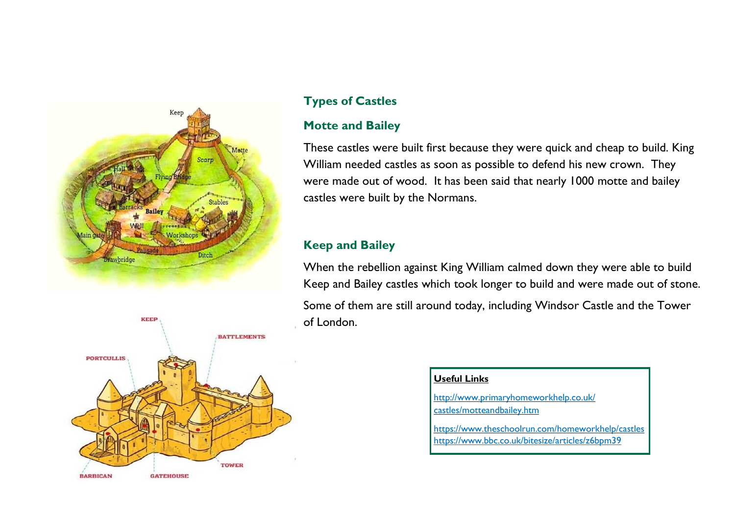## Types of Castles

### Motte and Bailey

These castles were built first because they were quick and cheap to build. King William needed castles as soon as possible to defend his new crown. They were made out of wood. It has been said that nearly 1000 motte and bailey castles were built by the Normans.

### Keep and Bailey

When the rebellion against King William calmed down they were able to build Keep and Bailey castles which took longer to build and were made out of stone.

Some of them are still around today, including Windsor Castle and the Tower of London.

**Useful Links**

[http://www.primaryhomeworkhelp.co.uk/castles/motteandbailey.htm](http://www.primaryhomeworkhelp.co.uk/castles/motteandbailey.htm)

[https://www.theschoolrun.com/homeworkhelp/castles](https://www.theschoolrun.com/homeworkhelp/castles)
[https://www.bbc.co.uk/bitesize/articles/z6bpm39](https://www.bbc.co.uk/bitesize/articles/z6bpm39)